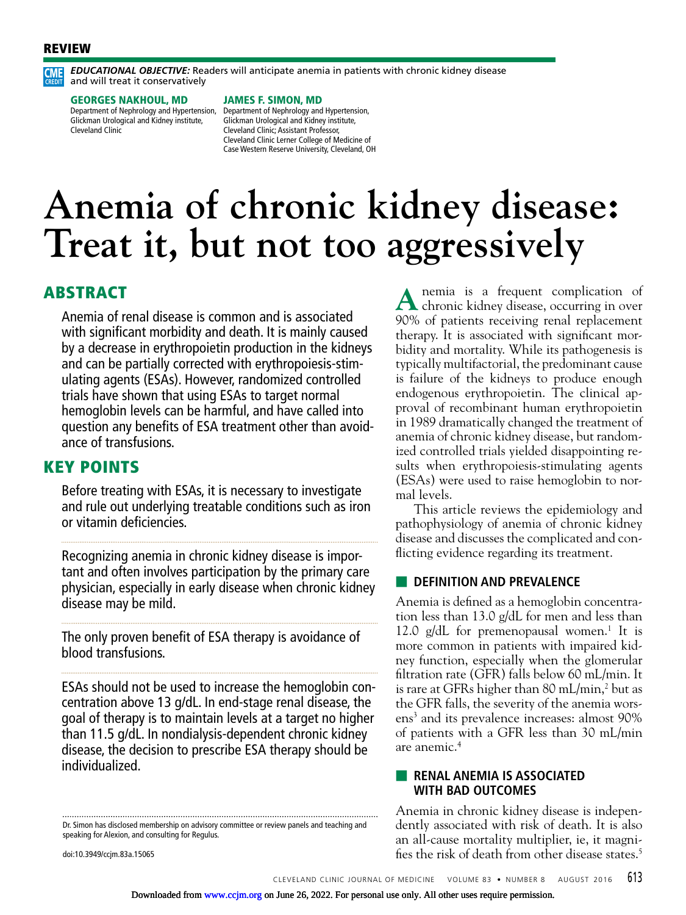REVIEW

CME CREDIT ***EDUCATIONAL OBJECTIVE:*** Readers will anticipate anemia in patients with chronic kidney disease and will treat it conservatively

**GEORGES NAKHOUL, MD**
Department of Nephrology and Hypertension, Glickman Urological and Kidney institute, Cleveland Clinic

**JAMES F. SIMON, MD**
Department of Nephrology and Hypertension, Glickman Urological and Kidney institute, Cleveland Clinic; Assistant Professor, Cleveland Clinic Lerner College of Medicine of Case Western Reserve University, Cleveland, OH

# Anemia of chronic kidney disease: Treat it, but not too aggressively

## ABSTRACT

Anemia of renal disease is common and is associated with significant morbidity and death. It is mainly caused by a decrease in erythropoietin production in the kidneys and can be partially corrected with erythropoiesis-stimulating agents (ESAs). However, randomized controlled trials have shown that using ESAs to target normal hemoglobin levels can be harmful, and have called into question any benefits of ESA treatment other than avoidance of transfusions.

## KEY POINTS

Before treating with ESAs, it is necessary to investigate and rule out underlying treatable conditions such as iron or vitamin deficiencies.

Recognizing anemia in chronic kidney disease is important and often involves participation by the primary care physician, especially in early disease when chronic kidney disease may be mild.

The only proven benefit of ESA therapy is avoidance of blood transfusions.

ESAs should not be used to increase the hemoglobin concentration above 13 g/dL. In end-stage renal disease, the goal of therapy is to maintain levels at a target no higher than 11.5 g/dL. In nondialysis-dependent chronic kidney disease, the decision to prescribe ESA therapy should be individualized.

Dr. Simon has disclosed membership on advisory committee or review panels and teaching and speaking for Alexion, and consulting for Regulus.

doi:10.3949/ccjm.83a.15065

Anemia is a frequent complication of chronic kidney disease, occurring in over 90% of patients receiving renal replacement therapy. It is associated with significant morbidity and mortality. While its pathogenesis is typically multifactorial, the predominant cause is failure of the kidneys to produce enough endogenous erythropoietin. The clinical approval of recombinant human erythropoietin in 1989 dramatically changed the treatment of anemia of chronic kidney disease, but randomized controlled trials yielded disappointing results when erythropoiesis-stimulating agents (ESAs) were used to raise hemoglobin to normal levels.

This article reviews the epidemiology and pathophysiology of anemia of chronic kidney disease and discusses the complicated and conflicting evidence regarding its treatment.

## DEFINITION AND PREVALENCE

Anemia is defined as a hemoglobin concentration less than 13.0 g/dL for men and less than 12.0 g/dL for premenopausal women.[1] It is more common in patients with impaired kidney function, especially when the glomerular filtration rate (GFR) falls below 60 mL/min. It is rare at GFRs higher than 80 mL/min,[2] but as the GFR falls, the severity of the anemia worsens[3] and its prevalence increases: almost 90% of patients with a GFR less than 30 mL/min are anemic.[4]

## RENAL ANEMIA IS ASSOCIATED WITH BAD OUTCOMES

Anemia in chronic kidney disease is independently associated with risk of death. It is also an all-cause mortality multiplier, ie, it magnifies the risk of death from other disease states.[5]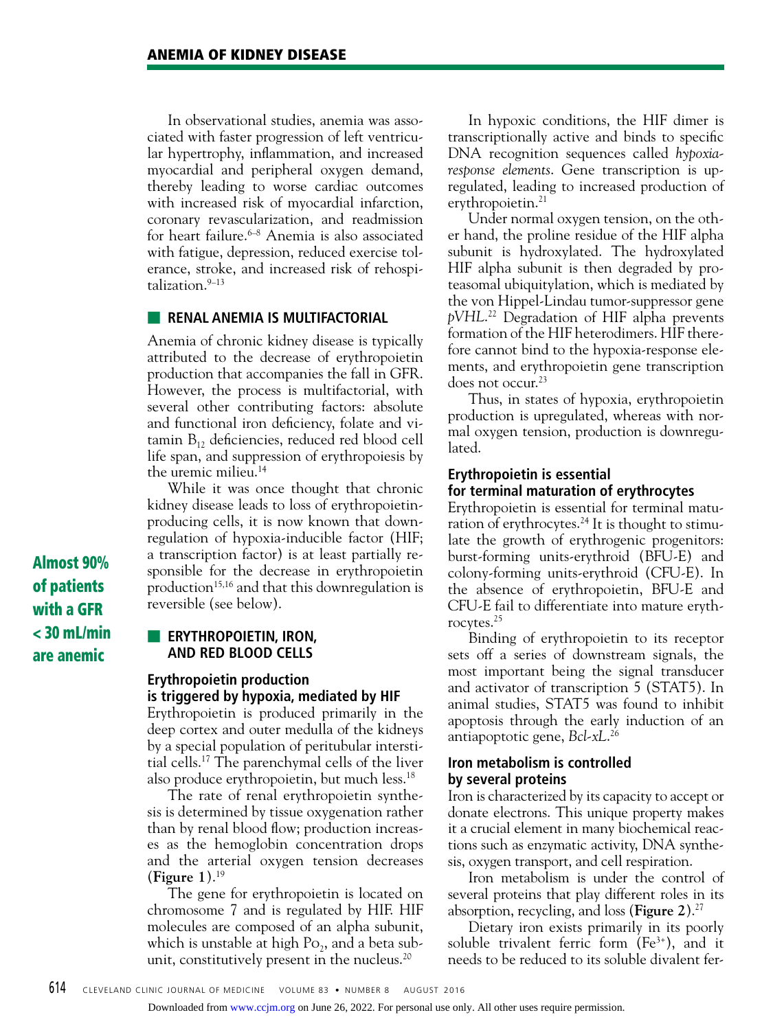In observational studies, anemia was associated with faster progression of left ventricular hypertrophy, inflammation, and increased myocardial and peripheral oxygen demand, thereby leading to worse cardiac outcomes with increased risk of myocardial infarction, coronary revascularization, and readmission for heart failure.[6–8] Anemia is also associated with fatigue, depression, reduced exercise tolerance, stroke, and increased risk of rehospitalization.[9–13]

## RENAL ANEMIA IS MULTIFACTORIAL

Anemia of chronic kidney disease is typically attributed to the decrease of erythropoietin production that accompanies the fall in GFR. However, the process is multifactorial, with several other contributing factors: absolute and functional iron deficiency, folate and vitamin $B_{12}$ deficiencies, reduced red blood cell life span, and suppression of erythropoiesis by the uremic milieu.[14]

While it was once thought that chronic kidney disease leads to loss of erythropoietin-producing cells, it is now known that downregulation of hypoxia-inducible factor (HIF; a transcription factor) is at least partially responsible for the decrease in erythropoietin production[15,16] and that this downregulation is reversible (see below).

**Almost 90% of patients with a GFR < 30 mL/min are anemic**

## ERYTHROPOIETIN, IRON, AND RED BLOOD CELLS

### Erythropoietin production is triggered by hypoxia, mediated by HIF

Erythropoietin is produced primarily in the deep cortex and outer medulla of the kidneys by a special population of peritubular interstitial cells.[17] The parenchymal cells of the liver also produce erythropoietin, but much less.[18]

The rate of renal erythropoietin synthesis is determined by tissue oxygenation rather than by renal blood flow; production increases as the hemoglobin concentration drops and the arterial oxygen tension decreases (**Figure 1**).[19]

The gene for erythropoietin is located on chromosome 7 and is regulated by HIF. HIF molecules are composed of an alpha subunit, which is unstable at high $Po_2$, and a beta subunit, constitutively present in the nucleus.[20]

In hypoxic conditions, the HIF dimer is transcriptionally active and binds to specific DNA recognition sequences called *hypoxia-response elements*. Gene transcription is upregulated, leading to increased production of erythropoietin.[21]

Under normal oxygen tension, on the other hand, the proline residue of the HIF alpha subunit is hydroxylated. The hydroxylated HIF alpha subunit is then degraded by proteasomal ubiquitylation, which is mediated by the von Hippel-Lindau tumor-suppressor gene *pVHL*.[22] Degradation of HIF alpha prevents formation of the HIF heterodimers. HIF therefore cannot bind to the hypoxia-response elements, and erythropoietin gene transcription does not occur.[23]

Thus, in states of hypoxia, erythropoietin production is upregulated, whereas with normal oxygen tension, production is downregulated.

### Erythropoietin is essential for terminal maturation of erythrocytes

Erythropoietin is essential for terminal maturation of erythrocytes.[24] It is thought to stimulate the growth of erythrogenic progenitors: burst-forming units-erythroid (BFU-E) and colony-forming units-erythroid (CFU-E). In the absence of erythropoietin, BFU-E and CFU-E fail to differentiate into mature erythrocytes.[25]

Binding of erythropoietin to its receptor sets off a series of downstream signals, the most important being the signal transducer and activator of transcription 5 (STAT5). In animal studies, STAT5 was found to inhibit apoptosis through the early induction of an antiapoptotic gene, *Bcl-xL*.[26]

### Iron metabolism is controlled by several proteins

Iron is characterized by its capacity to accept or donate electrons. This unique property makes it a crucial element in many biochemical reactions such as enzymatic activity, DNA synthesis, oxygen transport, and cell respiration.

Iron metabolism is under the control of several proteins that play different roles in its absorption, recycling, and loss (**Figure 2**).[27]

Dietary iron exists primarily in its poorly soluble trivalent ferric form ($Fe^{3+}$), and it needs to be reduced to its soluble divalent fer-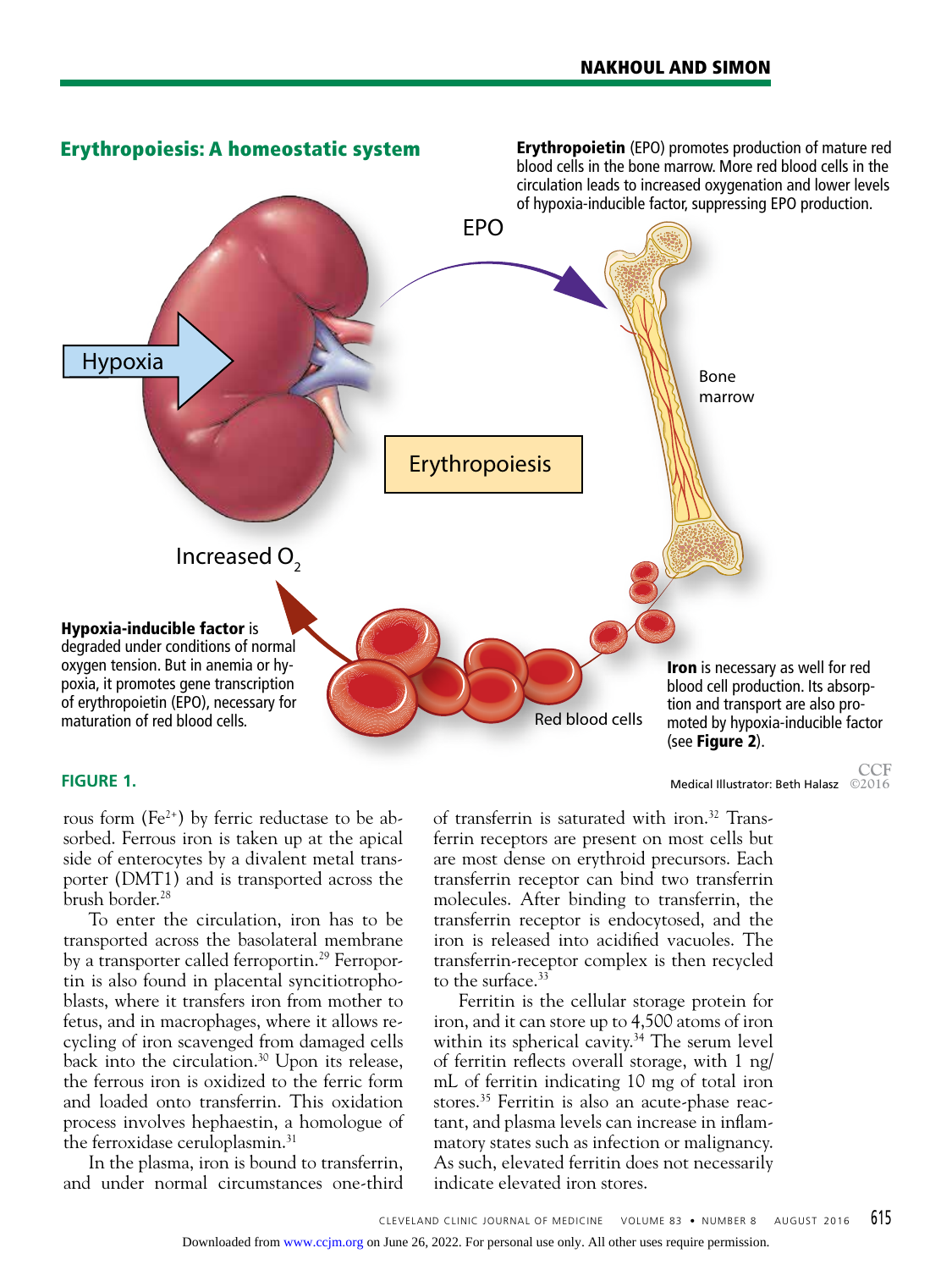## Erythropoiesis: A homeostatic system

**Erythropoietin** (EPO) promotes production of mature red blood cells in the bone marrow. More red blood cells in the circulation leads to increased oxygenation and lower levels of hypoxia-inducible factor, suppressing EPO production.

EPO

Hypoxia

Bone marrow

Erythropoiesis

Increased $O_2$

**Hypoxia-inducible factor** is degraded under conditions of normal oxygen tension. But in anemia or hypoxia, it promotes gene transcription of erythropoietin (EPO), necessary for maturation of red blood cells.

Red blood cells

**Iron** is necessary as well for red blood cell production. Its absorption and transport are also promoted by hypoxia-inducible factor (see **Figure 2**).

**FIGURE 1.**

Medical Illustrator: Beth Halasz CCF ©2016

rous form ($Fe^{2+}$) by ferric reductase to be absorbed. Ferrous iron is taken up at the apical side of enterocytes by a divalent metal transporter (DMT1) and is transported across the brush border.[28]

To enter the circulation, iron has to be transported across the basolateral membrane by a transporter called ferroportin.[29] Ferroportin is also found in placental syncitiotrophoblasts, where it transfers iron from mother to fetus, and in macrophages, where it allows recycling of iron scavenged from damaged cells back into the circulation.[30] Upon its release, the ferrous iron is oxidized to the ferric form and loaded onto transferrin. This oxidation process involves hephaestin, a homologue of the ferroxidase ceruloplasmin.[31]

In the plasma, iron is bound to transferrin, and under normal circumstances one-third of transferrin is saturated with iron.[32] Transferrin receptors are present on most cells but are most dense on erythroid precursors. Each transferrin receptor can bind two transferrin molecules. After binding to transferrin, the transferrin receptor is endocytosed, and the iron is released into acidified vacuoles. The transferrin-receptor complex is then recycled to the surface.[33]

Ferritin is the cellular storage protein for iron, and it can store up to 4,500 atoms of iron within its spherical cavity.[34] The serum level of ferritin reflects overall storage, with 1 ng/mL of ferritin indicating 10 mg of total iron stores.[35] Ferritin is also an acute-phase reactant, and plasma levels can increase in inflammatory states such as infection or malignancy. As such, elevated ferritin does not necessarily indicate elevated iron stores.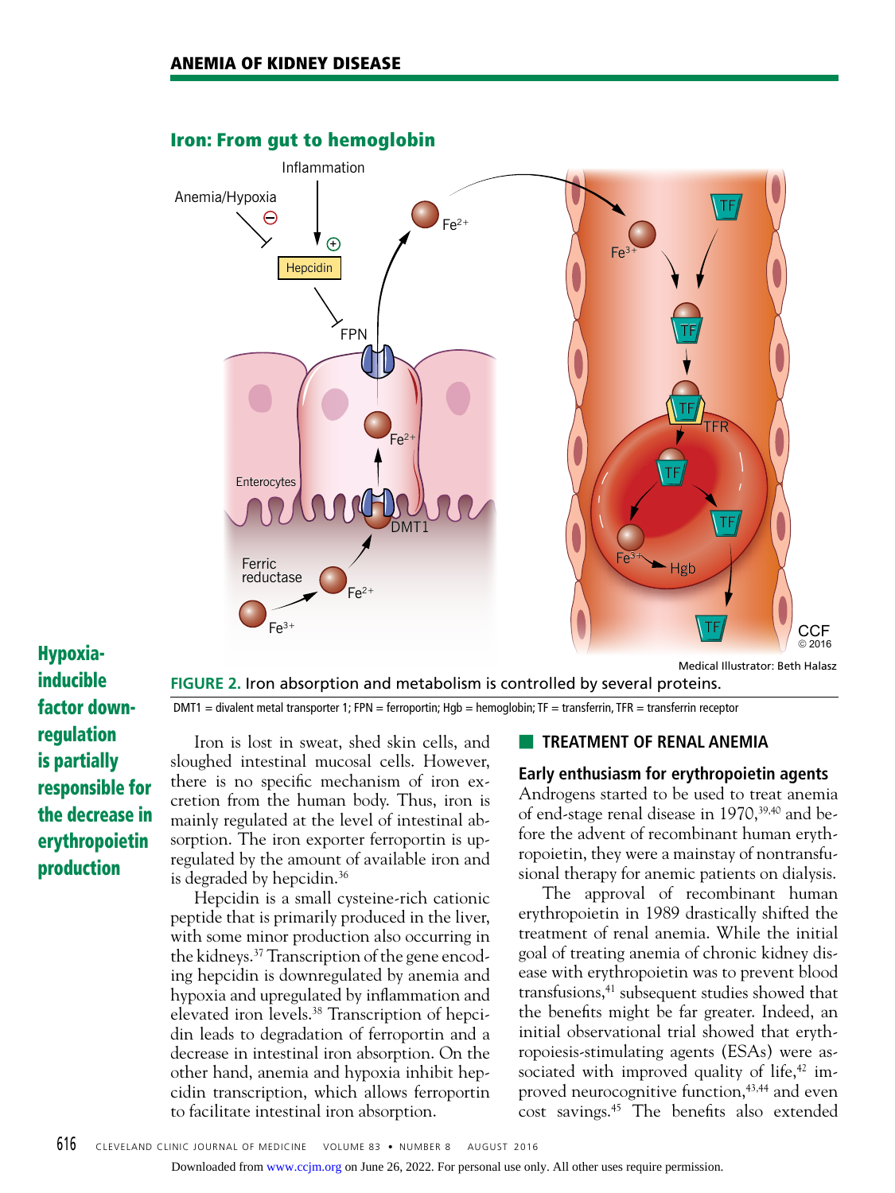## Iron: From gut to hemoglobin

**FIGURE 2.** Iron absorption and metabolism is controlled by several proteins.

DMT1 = divalent metal transporter 1; FPN = ferroportin; Hgb = hemoglobin; TF = transferrin, TFR = transferrin receptor

**Hypoxia-inducible factor down-regulation is partially responsible for the decrease in erythropoietin production**

Iron is lost in sweat, shed skin cells, and sloughed intestinal mucosal cells. However, there is no specific mechanism of iron excretion from the human body. Thus, iron is mainly regulated at the level of intestinal absorption. The iron exporter ferroportin is upregulated by the amount of available iron and is degraded by hepcidin.[36]

Hepcidin is a small cysteine-rich cationic peptide that is primarily produced in the liver, with some minor production also occurring in the kidneys.[37] Transcription of the gene encoding hepcidin is downregulated by anemia and hypoxia and upregulated by inflammation and elevated iron levels.[38] Transcription of hepcidin leads to degradation of ferroportin and a decrease in intestinal iron absorption. On the other hand, anemia and hypoxia inhibit hepcidin transcription, which allows ferroportin to facilitate intestinal iron absorption.

## TREATMENT OF RENAL ANEMIA

### Early enthusiasm for erythropoietin agents

Androgens started to be used to treat anemia of end-stage renal disease in 1970,[39,40] and before the advent of recombinant human erythropoietin, they were a mainstay of nontransfusional therapy for anemic patients on dialysis.

The approval of recombinant human erythropoietin in 1989 drastically shifted the treatment of renal anemia. While the initial goal of treating anemia of chronic kidney disease with erythropoietin was to prevent blood transfusions,[41] subsequent studies showed that the benefits might be far greater. Indeed, an initial observational trial showed that erythropoiesis-stimulating agents (ESAs) were associated with improved quality of life,[42] improved neurocognitive function,[43,44] and even cost savings.[45] The benefits also extended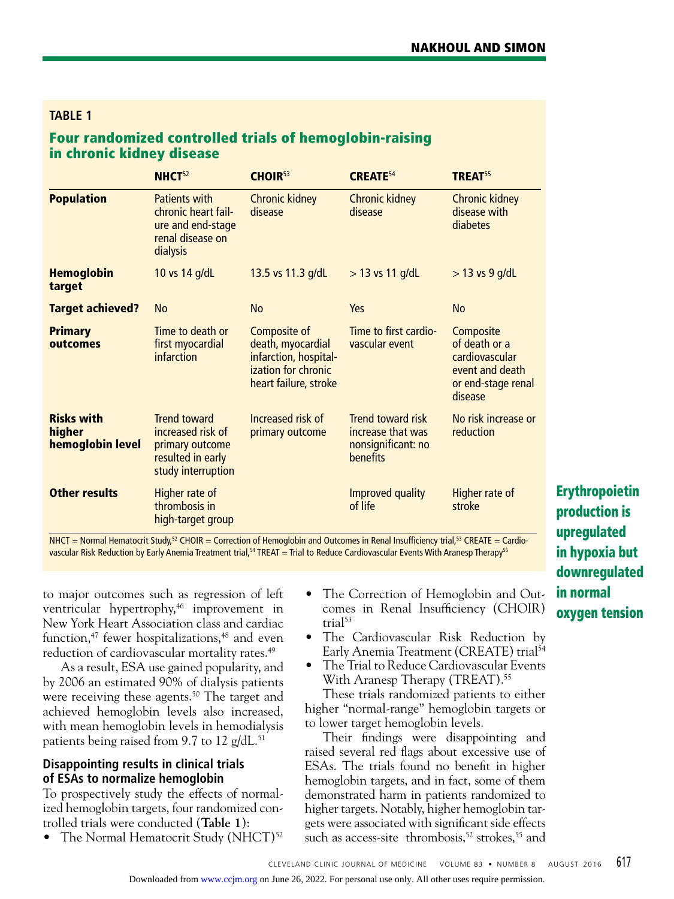**TABLE 1**

## Four randomized controlled trials of hemoglobin-raising in chronic kidney disease

| | NHCT[52] | CHOIR[53] | CREATE[54] | TREAT[55] |
|---|---|---|---|---|
| **Population** | Patients with chronic heart failure and end-stage renal disease on dialysis | Chronic kidney disease | Chronic kidney disease | Chronic kidney disease with diabetes |
| **Hemoglobin target** | 10 vs 14 g/dL | 13.5 vs 11.3 g/dL | > 13 vs 11 g/dL | > 13 vs 9 g/dL |
| **Target achieved?** | No | No | Yes | No |
| **Primary outcomes** | Time to death or first myocardial infarction | Composite of death, myocardial infarction, hospitalization for chronic heart failure, stroke | Time to first cardiovascular event | Composite of death or a cardiovascular event and death or end-stage renal disease |
| **Risks with higher hemoglobin level** | Trend toward increased risk of primary outcome resulted in early study interruption | Increased risk of primary outcome | Trend toward risk increase that was nonsignificant: no benefits | No risk increase or reduction |
| **Other results** | Higher rate of thrombosis in high-target group | | Improved quality of life | Higher rate of stroke |

NHCT = Normal Hematocrit Study,[52] CHOIR = Correction of Hemoglobin and Outcomes in Renal Insufficiency trial,[53] CREATE = Cardiovascular Risk Reduction by Early Anemia Treatment trial,[54] TREAT = Trial to Reduce Cardiovascular Events With Aranesp Therapy[55]

to major outcomes such as regression of left ventricular hypertrophy,[46] improvement in New York Heart Association class and cardiac function,[47] fewer hospitalizations,[48] and even reduction of cardiovascular mortality rates.[49]

As a result, ESA use gained popularity, and by 2006 an estimated 90% of dialysis patients were receiving these agents.[50] The target and achieved hemoglobin levels also increased, with mean hemoglobin levels in hemodialysis patients being raised from 9.7 to 12 g/dL.[51]

### Disappointing results in clinical trials of ESAs to normalize hemoglobin

To prospectively study the effects of normalized hemoglobin targets, four randomized controlled trials were conducted (**Table 1**):

- The Normal Hematocrit Study (NHCT)[52]
- The Correction of Hemoglobin and Outcomes in Renal Insufficiency (CHOIR) trial[53]
- The Cardiovascular Risk Reduction by Early Anemia Treatment (CREATE) trial[54]
- The Trial to Reduce Cardiovascular Events With Aranesp Therapy (TREAT).[55]

These trials randomized patients to either higher "normal-range" hemoglobin targets or to lower target hemoglobin levels.

Their findings were disappointing and raised several red flags about excessive use of ESAs. The trials found no benefit in higher hemoglobin targets, and in fact, some of them demonstrated harm in patients randomized to higher targets. Notably, higher hemoglobin targets were associated with significant side effects such as access-site thrombosis,[52] strokes,[55] and

**Erythropoietin production is upregulated in hypoxia but downregulated in normal oxygen tension**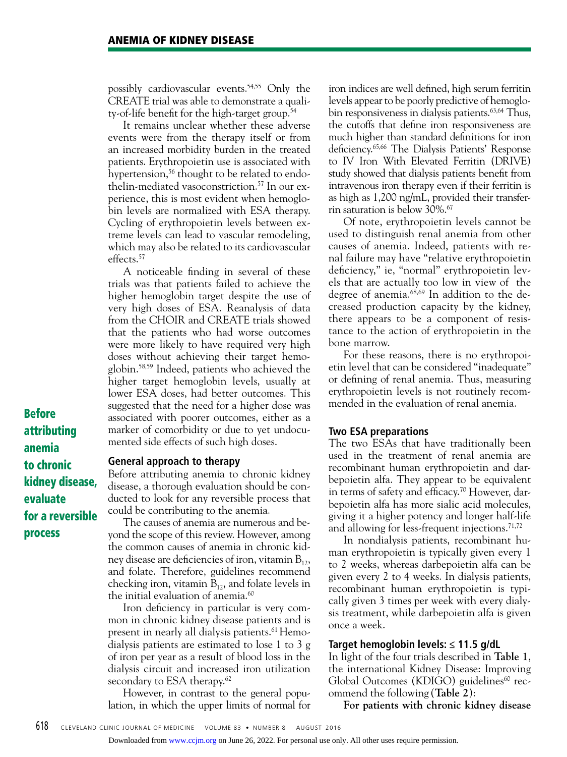possibly cardiovascular events.[54,55] Only the CREATE trial was able to demonstrate a quality-of-life benefit for the high-target group.[54]

It remains unclear whether these adverse events were from the therapy itself or from an increased morbidity burden in the treated patients. Erythropoietin use is associated with hypertension,[56] thought to be related to endothelin-mediated vasoconstriction.[57] In our experience, this is most evident when hemoglobin levels are normalized with ESA therapy. Cycling of erythropoietin levels between extreme levels can lead to vascular remodeling, which may also be related to its cardiovascular effects.[57]

A noticeable finding in several of these trials was that patients failed to achieve the higher hemoglobin target despite the use of very high doses of ESA. Reanalysis of data from the CHOIR and CREATE trials showed that the patients who had worse outcomes were more likely to have required very high doses without achieving their target hemoglobin.[58,59] Indeed, patients who achieved the higher target hemoglobin levels, usually at lower ESA doses, had better outcomes. This suggested that the need for a higher dose was associated with poorer outcomes, either as a marker of comorbidity or due to yet undocumented side effects of such high doses.

**Before attributing anemia to chronic kidney disease, evaluate for a reversible process**

## General approach to therapy

Before attributing anemia to chronic kidney disease, a thorough evaluation should be conducted to look for any reversible process that could be contributing to the anemia.

The causes of anemia are numerous and beyond the scope of this review. However, among the common causes of anemia in chronic kidney disease are deficiencies of iron, vitamin $B_{12}$, and folate. Therefore, guidelines recommend checking iron, vitamin $B_{12}$, and folate levels in the initial evaluation of anemia.[60]

Iron deficiency in particular is very common in chronic kidney disease patients and is present in nearly all dialysis patients.[61] Hemodialysis patients are estimated to lose 1 to 3 g of iron per year as a result of blood loss in the dialysis circuit and increased iron utilization secondary to ESA therapy.[62]

However, in contrast to the general population, in which the upper limits of normal for iron indices are well defined, high serum ferritin levels appear to be poorly predictive of hemoglobin responsiveness in dialysis patients.[63,64] Thus, the cutoffs that define iron responsiveness are much higher than standard definitions for iron deficiency.[65,66] The Dialysis Patients' Response to IV Iron With Elevated Ferritin (DRIVE) study showed that dialysis patients benefit from intravenous iron therapy even if their ferritin is as high as 1,200 ng/mL, provided their transferrin saturation is below 30%.[67]

Of note, erythropoietin levels cannot be used to distinguish renal anemia from other causes of anemia. Indeed, patients with renal failure may have "relative erythropoietin deficiency," ie, "normal" erythropoietin levels that are actually too low in view of the degree of anemia.[68,69] In addition to the decreased production capacity by the kidney, there appears to be a component of resistance to the action of erythropoietin in the bone marrow.

For these reasons, there is no erythropoietin level that can be considered "inadequate" or defining of renal anemia. Thus, measuring erythropoietin levels is not routinely recommended in the evaluation of renal anemia.

## Two ESA preparations

The two ESAs that have traditionally been used in the treatment of renal anemia are recombinant human erythropoietin and darbepoietin alfa. They appear to be equivalent in terms of safety and efficacy.[70] However, darbepoietin alfa has more sialic acid molecules, giving it a higher potency and longer half-life and allowing for less-frequent injections.[71,72]

In nondialysis patients, recombinant human erythropoietin is typically given every 1 to 2 weeks, whereas darbepoietin alfa can be given every 2 to 4 weeks. In dialysis patients, recombinant human erythropoietin is typically given 3 times per week with every dialysis treatment, while darbepoietin alfa is given once a week.

## Target hemoglobin levels: ≤ 11.5 g/dL

In light of the four trials described in **Table 1**, the international Kidney Disease: Improving Global Outcomes (KDIGO) guidelines[60] recommend the following (**Table 2**):

**For patients with chronic kidney disease**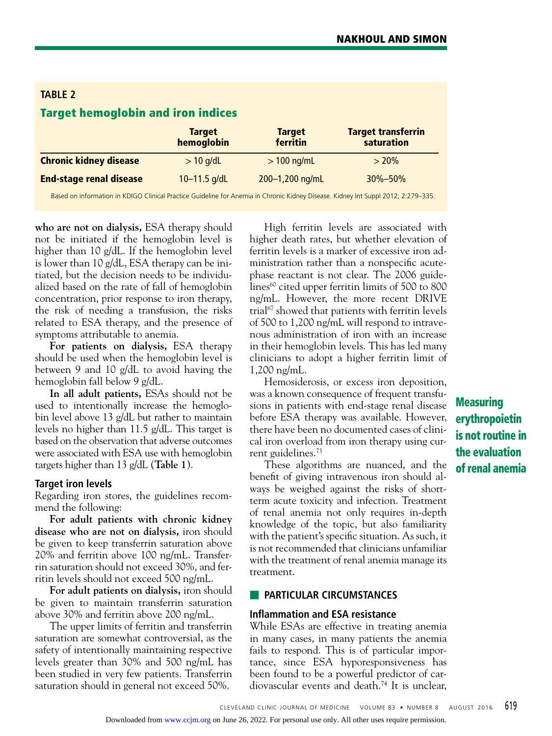**TABLE 2**

**Target hemoglobin and iron indices**

| | Target hemoglobin | Target ferritin | Target transferrin saturation |
|---|---|---|---|
| **Chronic kidney disease** | > 10 g/dL | > 100 ng/mL | > 20% |
| **End-stage renal disease** | 10–11.5 g/dL | 200–1,200 ng/mL | 30%–50% |

Based on information in KDIGO Clinical Practice Guideline for Anemia in Chronic Kidney Disease. Kidney Int Suppl 2012; 2:279–335.

**who are not on dialysis,** ESA therapy should not be initiated if the hemoglobin level is higher than 10 g/dL. If the hemoglobin level is lower than 10 g/dL, ESA therapy can be initiated, but the decision needs to be individualized based on the rate of fall of hemoglobin concentration, prior response to iron therapy, the risk of needing a transfusion, the risks related to ESA therapy, and the presence of symptoms attributable to anemia.

**For patients on dialysis,** ESA therapy should be used when the hemoglobin level is between 9 and 10 g/dL to avoid having the hemoglobin fall below 9 g/dL.

**In all adult patients,** ESAs should not be used to intentionally increase the hemoglobin level above 13 g/dL but rather to maintain levels no higher than 11.5 g/dL. This target is based on the observation that adverse outcomes were associated with ESA use with hemoglobin targets higher than 13 g/dL (**Table 1**).

### Target iron levels

Regarding iron stores, the guidelines recommend the following:

**For adult patients with chronic kidney disease who are not on dialysis,** iron should be given to keep transferrin saturation above 20% and ferritin above 100 ng/mL. Transferrin saturation should not exceed 30%, and ferritin levels should not exceed 500 ng/mL.

**For adult patients on dialysis,** iron should be given to maintain transferrin saturation above 30% and ferritin above 200 ng/mL.

The upper limits of ferritin and transferrin saturation are somewhat controversial, as the safety of intentionally maintaining respective levels greater than 30% and 500 ng/mL has been studied in very few patients. Transferrin saturation should in general not exceed 50%.

High ferritin levels are associated with higher death rates, but whether elevation of ferritin levels is a marker of excessive iron administration rather than a nonspecific acute-phase reactant is not clear. The 2006 guidelines[60] cited upper ferritin limits of 500 to 800 ng/mL. However, the more recent DRIVE trial[67] showed that patients with ferritin levels of 500 to 1,200 ng/mL will respond to intravenous administration of iron with an increase in their hemoglobin levels. This has led many clinicians to adopt a higher ferritin limit of 1,200 ng/mL.

Hemosiderosis, or excess iron deposition, was a known consequence of frequent transfusions in patients with end-stage renal disease before ESA therapy was available. However, there have been no documented cases of clinical iron overload from iron therapy using current guidelines.[73]

These algorithms are nuanced, and the benefit of giving intravenous iron should always be weighed against the risks of short-term acute toxicity and infection. Treatment of renal anemia not only requires in-depth knowledge of the topic, but also familiarity with the patient's specific situation. As such, it is not recommended that clinicians unfamiliar with the treatment of renal anemia manage its treatment.

**Measuring erythropoietin is not routine in the evaluation of renal anemia**

## PARTICULAR CIRCUMSTANCES

### Inflammation and ESA resistance

While ESAs are effective in treating anemia in many cases, in many patients the anemia fails to respond. This is of particular importance, since ESA hyporesponsiveness has been found to be a powerful predictor of cardiovascular events and death.[74] It is unclear,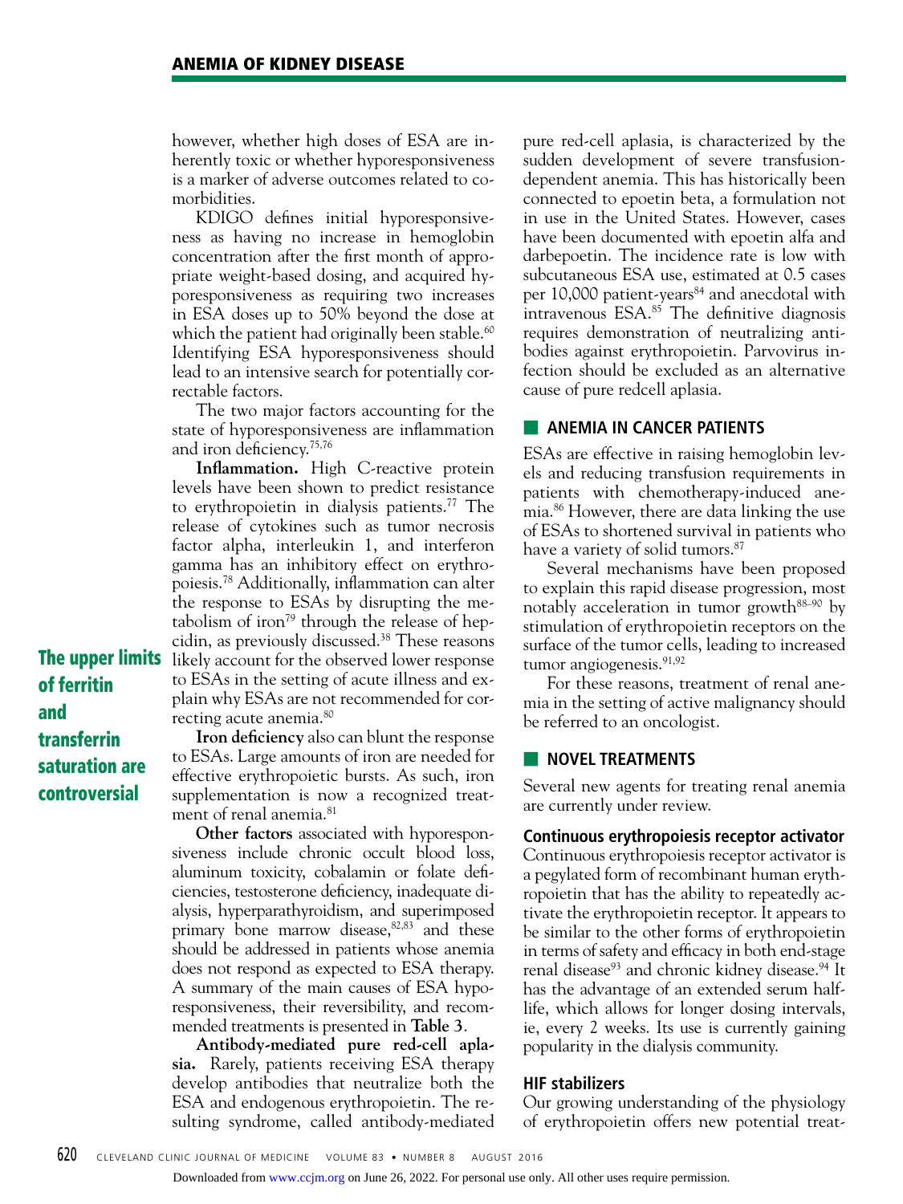however, whether high doses of ESA are inherently toxic or whether hyporesponsiveness is a marker of adverse outcomes related to comorbidities.

KDIGO defines initial hyporesponsiveness as having no increase in hemoglobin concentration after the first month of appropriate weight-based dosing, and acquired hyporesponsiveness as requiring two increases in ESA doses up to 50% beyond the dose at which the patient had originally been stable.[60] Identifying ESA hyporesponsiveness should lead to an intensive search for potentially correctable factors.

The two major factors accounting for the state of hyporesponsiveness are inflammation and iron deficiency.[75,76]

**Inflammation.** High C-reactive protein levels have been shown to predict resistance to erythropoietin in dialysis patients.[77] The release of cytokines such as tumor necrosis factor alpha, interleukin 1, and interferon gamma has an inhibitory effect on erythropoiesis.[78] Additionally, inflammation can alter the response to ESAs by disrupting the metabolism of iron[79] through the release of hepcidin, as previously discussed.[38] These reasons likely account for the observed lower response to ESAs in the setting of acute illness and explain why ESAs are not recommended for correcting acute anemia.[80]

**The upper limits of ferritin and transferrin saturation are controversial**

**Iron deficiency** also can blunt the response to ESAs. Large amounts of iron are needed for effective erythropoietic bursts. As such, iron supplementation is now a recognized treatment of renal anemia.[81]

**Other factors** associated with hyporesponsiveness include chronic occult blood loss, aluminum toxicity, cobalamin or folate deficiencies, testosterone deficiency, inadequate dialysis, hyperparathyroidism, and superimposed primary bone marrow disease,[82,83] and these should be addressed in patients whose anemia does not respond as expected to ESA therapy. A summary of the main causes of ESA hyporesponsiveness, their reversibility, and recommended treatments is presented in **Table 3**.

**Antibody-mediated pure red-cell aplasia.** Rarely, patients receiving ESA therapy develop antibodies that neutralize both the ESA and endogenous erythropoietin. The resulting syndrome, called antibody-mediated pure red-cell aplasia, is characterized by the sudden development of severe transfusion-dependent anemia. This has historically been connected to epoetin beta, a formulation not in use in the United States. However, cases have been documented with epoetin alfa and darbepoetin. The incidence rate is low with subcutaneous ESA use, estimated at 0.5 cases per 10,000 patient-years[84] and anecdotal with intravenous ESA.[85] The definitive diagnosis requires demonstration of neutralizing antibodies against erythropoietin. Parvovirus infection should be excluded as an alternative cause of pure redcell aplasia.

## ANEMIA IN CANCER PATIENTS

ESAs are effective in raising hemoglobin levels and reducing transfusion requirements in patients with chemotherapy-induced anemia.[86] However, there are data linking the use of ESAs to shortened survival in patients who have a variety of solid tumors.[87]

Several mechanisms have been proposed to explain this rapid disease progression, most notably acceleration in tumor growth[88–90] by stimulation of erythropoietin receptors on the surface of the tumor cells, leading to increased tumor angiogenesis.[91,92]

For these reasons, treatment of renal anemia in the setting of active malignancy should be referred to an oncologist.

## NOVEL TREATMENTS

Several new agents for treating renal anemia are currently under review.

### Continuous erythropoiesis receptor activator

Continuous erythropoiesis receptor activator is a pegylated form of recombinant human erythropoietin that has the ability to repeatedly activate the erythropoietin receptor. It appears to be similar to the other forms of erythropoietin in terms of safety and efficacy in both end-stage renal disease[93] and chronic kidney disease.[94] It has the advantage of an extended serum half-life, which allows for longer dosing intervals, ie, every 2 weeks. Its use is currently gaining popularity in the dialysis community.

### HIF stabilizers

Our growing understanding of the physiology of erythropoietin offers new potential treat-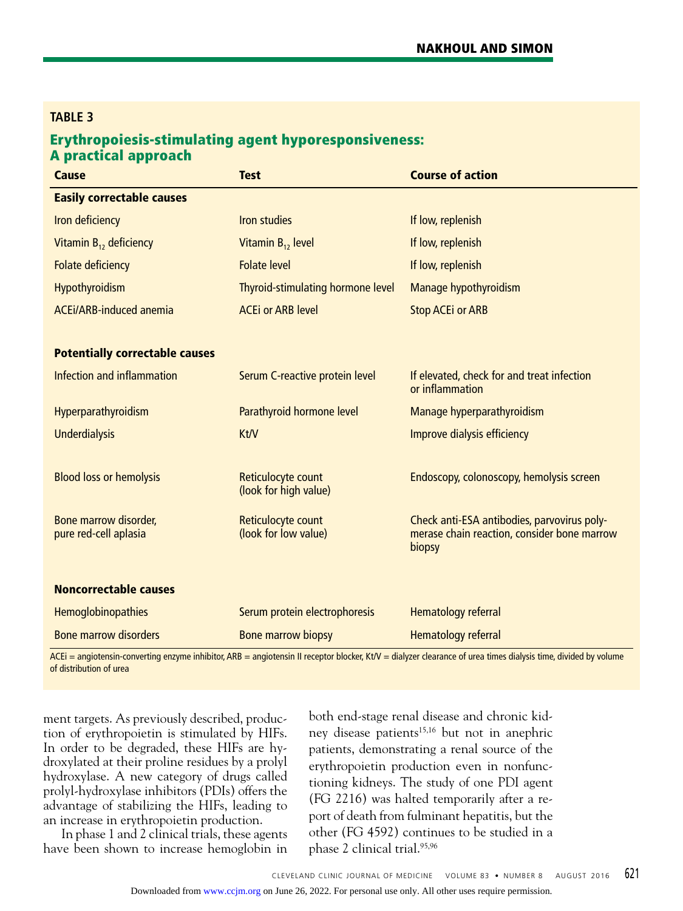**TABLE 3**

**Erythropoiesis-stimulating agent hyporesponsiveness: A practical approach**

| Cause | Test | Course of action |
|---|---|---|
| **Easily correctable causes** | | |
| Iron deficiency | Iron studies | If low, replenish |
| Vitamin $B_{12}$ deficiency | Vitamin $B_{12}$ level | If low, replenish |
| Folate deficiency | Folate level | If low, replenish |
| Hypothyroidism | Thyroid-stimulating hormone level | Manage hypothyroidism |
| ACEi/ARB-induced anemia | ACEi or ARB level | Stop ACEi or ARB |
| **Potentially correctable causes** | | |
| Infection and inflammation | Serum C-reactive protein level | If elevated, check for and treat infection or inflammation |
| Hyperparathyroidism | Parathyroid hormone level | Manage hyperparathyroidism |
| Underdialysis | Kt/V | Improve dialysis efficiency |
| Blood loss or hemolysis | Reticulocyte count (look for high value) | Endoscopy, colonoscopy, hemolysis screen |
| Bone marrow disorder, pure red-cell aplasia | Reticulocyte count (look for low value) | Check anti-ESA antibodies, parvovirus polymerase chain reaction, consider bone marrow biopsy |
| **Noncorrectable causes** | | |
| Hemoglobinopathies | Serum protein electrophoresis | Hematology referral |
| Bone marrow disorders | Bone marrow biopsy | Hematology referral |

ACEi = angiotensin-converting enzyme inhibitor, ARB = angiotensin II receptor blocker, Kt/V = dialyzer clearance of urea times dialysis time, divided by volume of distribution of urea

ment targets. As previously described, production of erythropoietin is stimulated by HIFs. In order to be degraded, these HIFs are hydroxylated at their proline residues by a prolyl hydroxylase. A new category of drugs called prolyl-hydroxylase inhibitors (PDIs) offers the advantage of stabilizing the HIFs, leading to an increase in erythropoietin production.

In phase 1 and 2 clinical trials, these agents have been shown to increase hemoglobin in both end-stage renal disease and chronic kidney disease patients[15,16] but not in anephric patients, demonstrating a renal source of the erythropoietin production even in nonfunctioning kidneys. The study of one PDI agent (FG 2216) was halted temporarily after a report of death from fulminant hepatitis, but the other (FG 4592) continues to be studied in a phase 2 clinical trial.[95,96]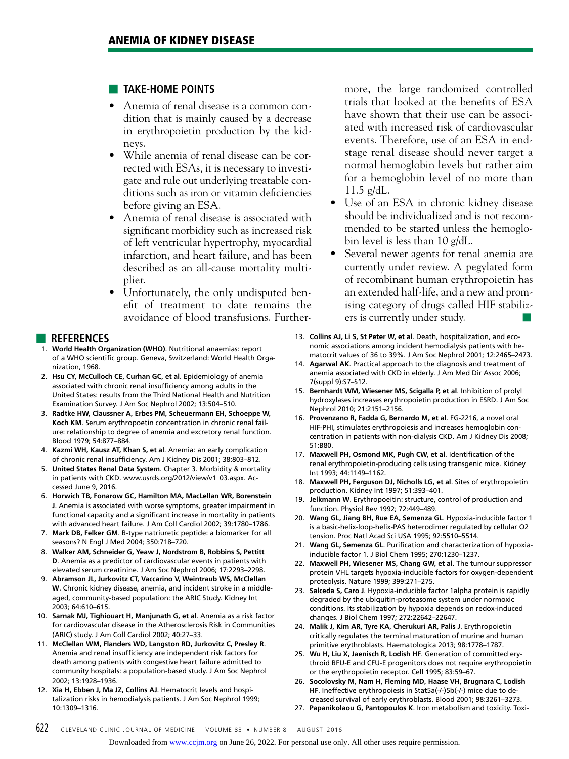## TAKE-HOME POINTS

- Anemia of renal disease is a common condition that is mainly caused by a decrease in erythropoietin production by the kidneys.
- While anemia of renal disease can be corrected with ESAs, it is necessary to investigate and rule out underlying treatable conditions such as iron or vitamin deficiencies before giving an ESA.
- Anemia of renal disease is associated with significant morbidity such as increased risk of left ventricular hypertrophy, myocardial infarction, and heart failure, and has been described as an all-cause mortality multiplier.
- Unfortunately, the only undisputed benefit of treatment to date remains the avoidance of blood transfusions. Furthermore, the large randomized controlled trials that looked at the benefits of ESA have shown that their use can be associated with increased risk of cardiovascular events. Therefore, use of an ESA in end-stage renal disease should never target a normal hemoglobin levels but rather aim for a hemoglobin level of no more than 11.5 g/dL.
- Use of an ESA in chronic kidney disease should be individualized and is not recommended to be started unless the hemoglobin level is less than 10 g/dL.
- Several newer agents for renal anemia are currently under review. A pegylated form of recombinant human erythropoietin has an extended half-life, and a new and promising category of drugs called HIF stabilizers is currently under study.

## REFERENCES

1. **World Health Organization (WHO)**. Nutritional anaemias: report of a WHO scientific group. Geneva, Switzerland: World Health Organization, 1968.
2. **Hsu CY, McCulloch CE, Curhan GC, et al**. Epidemiology of anemia associated with chronic renal insufficiency among adults in the United States: results from the Third National Health and Nutrition Examination Survey. J Am Soc Nephrol 2002; 13:504–510.
3. **Radtke HW, Claussner A, Erbes PM, Scheuermann EH, Schoeppe W, Koch KM**. Serum erythropoietin concentration in chronic renal failure: relationship to degree of anemia and excretory renal function. Blood 1979; 54:877–884.
4. **Kazmi WH, Kausz AT, Khan S, et al**. Anemia: an early complication of chronic renal insufficiency. Am J Kidney Dis 2001; 38:803–812.
5. **United States Renal Data System**. Chapter 3. Morbidity & mortality in patients with CKD. www.usrds.org/2012/view/v1_03.aspx. Accessed June 9, 2016.
6. **Horwich TB, Fonarow GC, Hamilton MA, MacLellan WR, Borenstein J**. Anemia is associated with worse symptoms, greater impairment in functional capacity and a significant increase in mortality in patients with advanced heart failure. J Am Coll Cardiol 2002; 39:1780–1786.
7. **Mark DB, Felker GM**. B-type natriuretic peptide: a biomarker for all seasons? N Engl J Med 2004; 350:718–720.
8. **Walker AM, Schneider G, Yeaw J, Nordstrom B, Robbins S, Pettitt D**. Anemia as a predictor of cardiovascular events in patients with elevated serum creatinine. J Am Soc Nephrol 2006; 17:2293–2298.
9. **Abramson JL, Jurkovitz CT, Vaccarino V, Weintraub WS, McClellan W**. Chronic kidney disease, anemia, and incident stroke in a middle-aged, community-based population: the ARIC Study. Kidney Int 2003; 64:610–615.
10. **Sarnak MJ, Tighiouart H, Manjunath G, et al**. Anemia as a risk factor for cardiovascular disease in the Atherosclerosis Risk in Communities (ARIC) study. J Am Coll Cardiol 2002; 40:27–33.
11. **McClellan WM, Flanders WD, Langston RD, Jurkovitz C, Presley R**. Anemia and renal insufficiency are independent risk factors for death among patients with congestive heart failure admitted to community hospitals: a population-based study. J Am Soc Nephrol 2002; 13:1928–1936.
12. **Xia H, Ebben J, Ma JZ, Collins AJ**. Hematocrit levels and hospitalization risks in hemodialysis patients. J Am Soc Nephrol 1999; 10:1309–1316.
13. **Collins AJ, Li S, St Peter W, et al**. Death, hospitalization, and economic associations among incident hemodialysis patients with hematocrit values of 36 to 39%. J Am Soc Nephrol 2001; 12:2465–2473.
14. **Agarwal AK**. Practical approach to the diagnosis and treatment of anemia associated with CKD in elderly. J Am Med Dir Assoc 2006; 7(suppl 9):S7–S12.
15. **Bernhardt WM, Wiesener MS, Scigalla P, et al**. Inhibition of prolyl hydroxylases increases erythropoietin production in ESRD. J Am Soc Nephrol 2010; 21:2151–2156.
16. **Provenzano R, Fadda G, Bernardo M, et al**. FG-2216, a novel oral HIF-PHI, stimulates erythropoiesis and increases hemoglobin concentration in patients with non-dialysis CKD. Am J Kidney Dis 2008; 51:B80.
17. **Maxwell PH, Osmond MK, Pugh CW, et al**. Identification of the renal erythropoietin-producing cells using transgenic mice. Kidney Int 1993; 44:1149–1162.
18. **Maxwell PH, Ferguson DJ, Nicholls LG, et al**. Sites of erythropoietin production. Kidney Int 1997; 51:393–401.
19. **Jelkmann W**. Erythropoietin: structure, control of production and function. Physiol Rev 1992; 72:449–489.
20. **Wang GL, Jiang BH, Rue EA, Semenza GL**. Hypoxia-inducible factor 1 is a basic-helix-loop-helix-PAS heterodimer regulated by cellular O2 tension. Proc Natl Acad Sci USA 1995; 92:5510–5514.
21. **Wang GL, Semenza GL**. Purification and characterization of hypoxia-inducible factor 1. J Biol Chem 1995; 270:1230–1237.
22. **Maxwell PH, Wiesener MS, Chang GW, et al**. The tumour suppressor protein VHL targets hypoxia-inducible factors for oxygen-dependent proteolysis. Nature 1999; 399:271–275.
23. **Salceda S, Caro J**. Hypoxia-inducible factor 1alpha protein is rapidly degraded by the ubiquitin-proteasome system under normoxic conditions. Its stabilization by hypoxia depends on redox-induced changes. J Biol Chem 1997; 272:22642–22647.
24. **Malik J, Kim AR, Tyre KA, Cherukuri AR, Palis J**. Erythropoietin critically regulates the terminal maturation of murine and human primitive erythroblasts. Haematologica 2013; 98:1778–1787.
25. **Wu H, Liu X, Jaenisch R, Lodish HF**. Generation of committed erythroid BFU-E and CFU-E progenitors does not require erythropoietin or the erythropoietin receptor. Cell 1995; 83:59–67.
26. **Socolovsky M, Nam H, Fleming MD, Haase VH, Brugnara C, Lodish HF**. Ineffective erythropoiesis in Stat5a(-/-)5b(-/-) mice due to decreased survival of early erythroblasts. Blood 2001; 98:3261–3273.
27. **Papanikolaou G, Pantopoulos K**. Iron metabolism and toxicity. Toxi-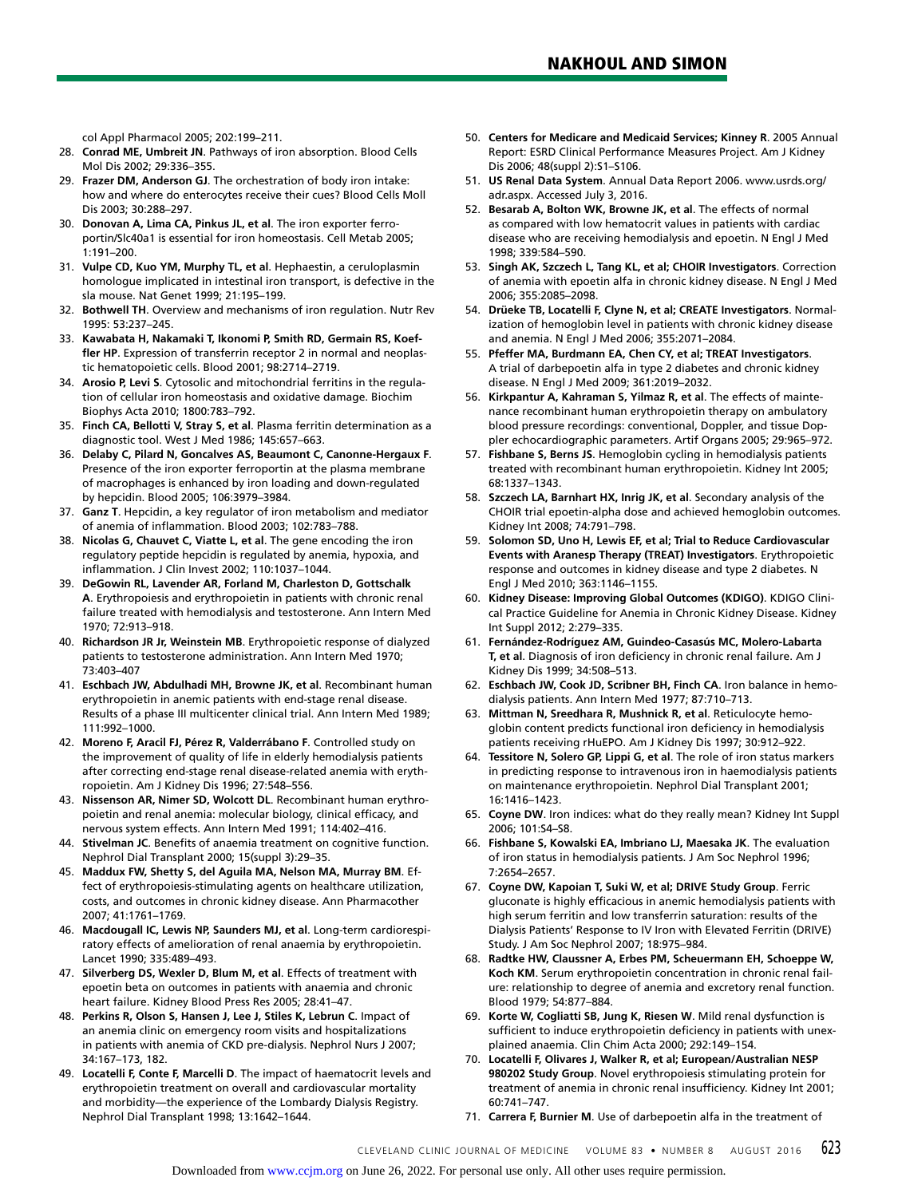col Appl Pharmacol 2005; 202:199–211.

28. **Conrad ME, Umbreit JN**. Pathways of iron absorption. Blood Cells Mol Dis 2002; 29:336–355.
29. **Frazer DM, Anderson GJ**. The orchestration of body iron intake: how and where do enterocytes receive their cues? Blood Cells Moll Dis 2003; 30:288–297.
30. **Donovan A, Lima CA, Pinkus JL, et al**. The iron exporter ferroportin/Slc40a1 is essential for iron homeostasis. Cell Metab 2005; 1:191–200.
31. **Vulpe CD, Kuo YM, Murphy TL, et al**. Hephaestin, a ceruloplasmin homologue implicated in intestinal iron transport, is defective in the sla mouse. Nat Genet 1999; 21:195–199.
32. **Bothwell TH**. Overview and mechanisms of iron regulation. Nutr Rev 1995: 53:237–245.
33. **Kawabata H, Nakamaki T, Ikonomi P, Smith RD, Germain RS, Koeffler HP**. Expression of transferrin receptor 2 in normal and neoplastic hematopoietic cells. Blood 2001; 98:2714–2719.
34. **Arosio P, Levi S**. Cytosolic and mitochondrial ferritins in the regulation of cellular iron homeostasis and oxidative damage. Biochim Biophys Acta 2010; 1800:783–792.
35. **Finch CA, Bellotti V, Stray S, et al**. Plasma ferritin determination as a diagnostic tool. West J Med 1986; 145:657–663.
36. **Delaby C, Pilard N, Goncalves AS, Beaumont C, Canonne-Hergaux F**. Presence of the iron exporter ferroportin at the plasma membrane of macrophages is enhanced by iron loading and down-regulated by hepcidin. Blood 2005; 106:3979–3984.
37. **Ganz T**. Hepcidin, a key regulator of iron metabolism and mediator of anemia of inflammation. Blood 2003; 102:783–788.
38. **Nicolas G, Chauvet C, Viatte L, et al**. The gene encoding the iron regulatory peptide hepcidin is regulated by anemia, hypoxia, and inflammation. J Clin Invest 2002; 110:1037–1044.
39. **DeGowin RL, Lavender AR, Forland M, Charleston D, Gottschalk A**. Erythropoiesis and erythropoietin in patients with chronic renal failure treated with hemodialysis and testosterone. Ann Intern Med 1970; 72:913–918.
40. **Richardson JR Jr, Weinstein MB**. Erythropoietic response of dialyzed patients to testosterone administration. Ann Intern Med 1970; 73:403–407
41. **Eschbach JW, Abdulhadi MH, Browne JK, et al**. Recombinant human erythropoietin in anemic patients with end-stage renal disease. Results of a phase III multicenter clinical trial. Ann Intern Med 1989; 111:992–1000.
42. **Moreno F, Aracil FJ, Pérez R, Valderrábano F**. Controlled study on the improvement of quality of life in elderly hemodialysis patients after correcting end-stage renal disease-related anemia with erythropoietin. Am J Kidney Dis 1996; 27:548–556.
43. **Nissenson AR, Nimer SD, Wolcott DL**. Recombinant human erythropoietin and renal anemia: molecular biology, clinical efficacy, and nervous system effects. Ann Intern Med 1991; 114:402–416.
44. **Stivelman JC**. Benefits of anaemia treatment on cognitive function. Nephrol Dial Transplant 2000; 15(suppl 3):29–35.
45. **Maddux FW, Shetty S, del Aguila MA, Nelson MA, Murray BM**. Effect of erythropoiesis-stimulating agents on healthcare utilization, costs, and outcomes in chronic kidney disease. Ann Pharmacother 2007; 41:1761–1769.
46. **Macdougall IC, Lewis NP, Saunders MJ, et al**. Long-term cardiorespiratory effects of amelioration of renal anaemia by erythropoietin. Lancet 1990; 335:489–493.
47. **Silverberg DS, Wexler D, Blum M, et al**. Effects of treatment with epoetin beta on outcomes in patients with anaemia and chronic heart failure. Kidney Blood Press Res 2005; 28:41–47.
48. **Perkins R, Olson S, Hansen J, Lee J, Stiles K, Lebrun C**. Impact of an anemia clinic on emergency room visits and hospitalizations in patients with anemia of CKD pre-dialysis. Nephrol Nurs J 2007; 34:167–173, 182.
49. **Locatelli F, Conte F, Marcelli D**. The impact of haematocrit levels and erythropoietin treatment on overall and cardiovascular mortality and morbidity—the experience of the Lombardy Dialysis Registry. Nephrol Dial Transplant 1998; 13:1642–1644.
50. **Centers for Medicare and Medicaid Services; Kinney R**. 2005 Annual Report: ESRD Clinical Performance Measures Project. Am J Kidney Dis 2006; 48(suppl 2):S1–S106.
51. **US Renal Data System**. Annual Data Report 2006. www.usrds.org/adr.aspx. Accessed July 3, 2016.
52. **Besarab A, Bolton WK, Browne JK, et al**. The effects of normal as compared with low hematocrit values in patients with cardiac disease who are receiving hemodialysis and epoetin. N Engl J Med 1998; 339:584–590.
53. **Singh AK, Szczech L, Tang KL, et al; CHOIR Investigators**. Correction of anemia with epoetin alfa in chronic kidney disease. N Engl J Med 2006; 355:2085–2098.
54. **Drüeke TB, Locatelli F, Clyne N, et al; CREATE Investigators**. Normalization of hemoglobin level in patients with chronic kidney disease and anemia. N Engl J Med 2006; 355:2071–2084.
55. **Pfeffer MA, Burdmann EA, Chen CY, et al; TREAT Investigators**. A trial of darbepoetin alfa in type 2 diabetes and chronic kidney disease. N Engl J Med 2009; 361:2019–2032.
56. **Kirkpantur A, Kahraman S, Yilmaz R, et al**. The effects of maintenance recombinant human erythropoietin therapy on ambulatory blood pressure recordings: conventional, Doppler, and tissue Doppler echocardiographic parameters. Artif Organs 2005; 29:965–972.
57. **Fishbane S, Berns JS**. Hemoglobin cycling in hemodialysis patients treated with recombinant human erythropoietin. Kidney Int 2005; 68:1337–1343.
58. **Szczech LA, Barnhart HX, Inrig JK, et al**. Secondary analysis of the CHOIR trial epoetin-alpha dose and achieved hemoglobin outcomes. Kidney Int 2008; 74:791–798.
59. **Solomon SD, Uno H, Lewis EF, et al; Trial to Reduce Cardiovascular Events with Aranesp Therapy (TREAT) Investigators**. Erythropoietic response and outcomes in kidney disease and type 2 diabetes. N Engl J Med 2010; 363:1146–1155.
60. **Kidney Disease: Improving Global Outcomes (KDIGO)**. KDIGO Clinical Practice Guideline for Anemia in Chronic Kidney Disease. Kidney Int Suppl 2012; 2:279–335.
61. **Fernández-Rodríguez AM, Guindeo-Casasús MC, Molero-Labarta T, et al**. Diagnosis of iron deficiency in chronic renal failure. Am J Kidney Dis 1999; 34:508–513.
62. **Eschbach JW, Cook JD, Scribner BH, Finch CA**. Iron balance in hemodialysis patients. Ann Intern Med 1977; 87:710–713.
63. **Mittman N, Sreedhara R, Mushnick R, et al**. Reticulocyte hemoglobin content predicts functional iron deficiency in hemodialysis patients receiving rHuEPO. Am J Kidney Dis 1997; 30:912–922.
64. **Tessitore N, Solero GP, Lippi G, et al**. The role of iron status markers in predicting response to intravenous iron in haemodialysis patients on maintenance erythropoietin. Nephrol Dial Transplant 2001; 16:1416–1423.
65. **Coyne DW**. Iron indices: what do they really mean? Kidney Int Suppl 2006; 101:S4–S8.
66. **Fishbane S, Kowalski EA, Imbriano LJ, Maesaka JK**. The evaluation of iron status in hemodialysis patients. J Am Soc Nephrol 1996; 7:2654–2657.
67. **Coyne DW, Kapoian T, Suki W, et al; DRIVE Study Group**. Ferric gluconate is highly efficacious in anemic hemodialysis patients with high serum ferritin and low transferrin saturation: results of the Dialysis Patients' Response to IV Iron with Elevated Ferritin (DRIVE) Study. J Am Soc Nephrol 2007; 18:975–984.
68. **Radtke HW, Claussner A, Erbes PM, Scheuermann EH, Schoeppe W, Koch KM**. Serum erythropoietin concentration in chronic renal failure: relationship to degree of anemia and excretory renal function. Blood 1979; 54:877–884.
69. **Korte W, Cogliatti SB, Jung K, Riesen W**. Mild renal dysfunction is sufficient to induce erythropoietin deficiency in patients with unexplained anaemia. Clin Chim Acta 2000; 292:149–154.
70. **Locatelli F, Olivares J, Walker R, et al; European/Australian NESP 980202 Study Group**. Novel erythropoiesis stimulating protein for treatment of anemia in chronic renal insufficiency. Kidney Int 2001; 60:741–747.
71. **Carrera F, Burnier M**. Use of darbepoetin alfa in the treatment of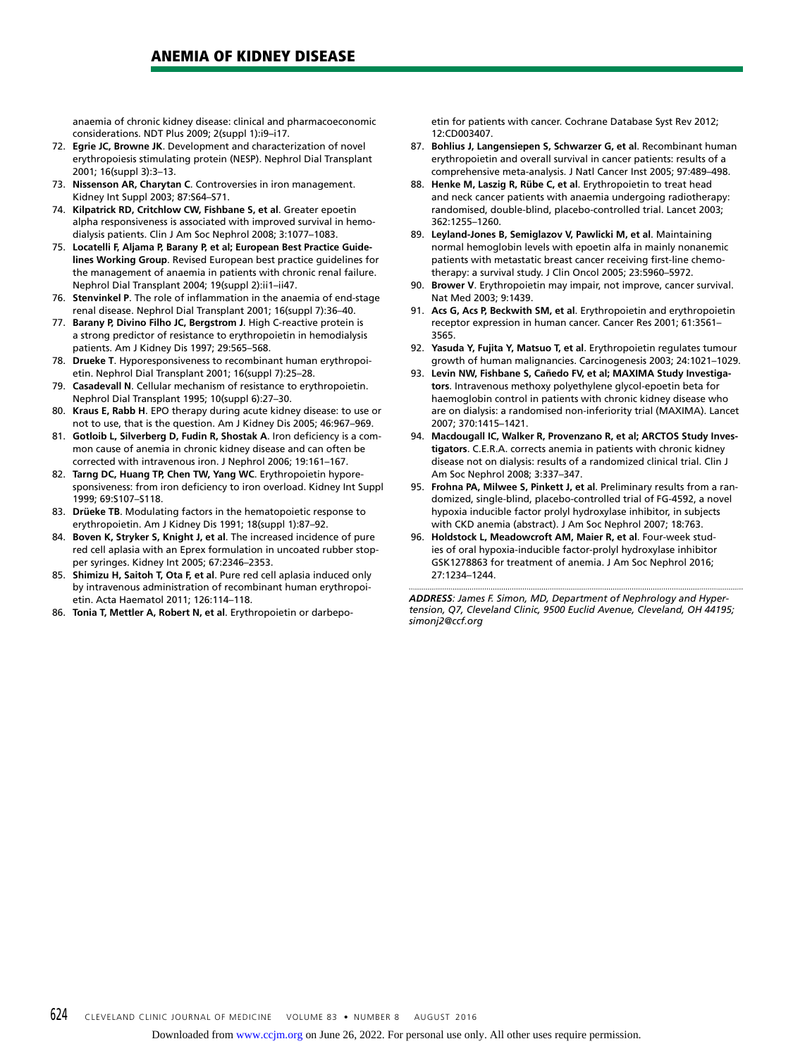anaemia of chronic kidney disease: clinical and pharmacoeconomic considerations. NDT Plus 2009; 2(suppl 1):i9–i17.

72. **Egrie JC, Browne JK**. Development and characterization of novel erythropoiesis stimulating protein (NESP). Nephrol Dial Transplant 2001; 16(suppl 3):3–13.
73. **Nissenson AR, Charytan C**. Controversies in iron management. Kidney Int Suppl 2003; 87:S64–S71.
74. **Kilpatrick RD, Critchlow CW, Fishbane S, et al**. Greater epoetin alpha responsiveness is associated with improved survival in hemodialysis patients. Clin J Am Soc Nephrol 2008; 3:1077–1083.
75. **Locatelli F, Aljama P, Barany P, et al; European Best Practice Guidelines Working Group**. Revised European best practice guidelines for the management of anaemia in patients with chronic renal failure. Nephrol Dial Transplant 2004; 19(suppl 2):ii1–ii47.
76. **Stenvinkel P**. The role of inflammation in the anaemia of end-stage renal disease. Nephrol Dial Transplant 2001; 16(suppl 7):36–40.
77. **Barany P, Divino Filho JC, Bergstrom J**. High C-reactive protein is a strong predictor of resistance to erythropoietin in hemodialysis patients. Am J Kidney Dis 1997; 29:565–568.
78. **Drueke T**. Hyporesponsiveness to recombinant human erythropoietin. Nephrol Dial Transplant 2001; 16(suppl 7):25–28.
79. **Casadevall N**. Cellular mechanism of resistance to erythropoietin. Nephrol Dial Transplant 1995; 10(suppl 6):27–30.
80. **Kraus E, Rabb H**. EPO therapy during acute kidney disease: to use or not to use, that is the question. Am J Kidney Dis 2005; 46:967–969.
81. **Gotloib L, Silverberg D, Fudin R, Shostak A**. Iron deficiency is a common cause of anemia in chronic kidney disease and can often be corrected with intravenous iron. J Nephrol 2006; 19:161–167.
82. **Tarng DC, Huang TP, Chen TW, Yang WC**. Erythropoietin hyporesponsiveness: from iron deficiency to iron overload. Kidney Int Suppl 1999; 69:S107–S118.
83. **Drüeke TB**. Modulating factors in the hematopoietic response to erythropoietin. Am J Kidney Dis 1991; 18(suppl 1):87–92.
84. **Boven K, Stryker S, Knight J, et al**. The increased incidence of pure red cell aplasia with an Eprex formulation in uncoated rubber stopper syringes. Kidney Int 2005; 67:2346–2353.
85. **Shimizu H, Saitoh T, Ota F, et al**. Pure red cell aplasia induced only by intravenous administration of recombinant human erythropoietin. Acta Haematol 2011; 126:114–118.
86. **Tonia T, Mettler A, Robert N, et al**. Erythropoietin or darbepoetin for patients with cancer. Cochrane Database Syst Rev 2012; 12:CD003407.
87. **Bohlius J, Langensiepen S, Schwarzer G, et al**. Recombinant human erythropoietin and overall survival in cancer patients: results of a comprehensive meta-analysis. J Natl Cancer Inst 2005; 97:489–498.
88. **Henke M, Laszig R, Rübe C, et al**. Erythropoietin to treat head and neck cancer patients with anaemia undergoing radiotherapy: randomised, double-blind, placebo-controlled trial. Lancet 2003; 362:1255–1260.
89. **Leyland-Jones B, Semiglazov V, Pawlicki M, et al**. Maintaining normal hemoglobin levels with epoetin alfa in mainly nonanemic patients with metastatic breast cancer receiving first-line chemotherapy: a survival study. J Clin Oncol 2005; 23:5960–5972.
90. **Brower V**. Erythropoietin may impair, not improve, cancer survival. Nat Med 2003; 9:1439.
91. **Acs G, Acs P, Beckwith SM, et al**. Erythropoietin and erythropoietin receptor expression in human cancer. Cancer Res 2001; 61:3561–3565.
92. **Yasuda Y, Fujita Y, Matsuo T, et al**. Erythropoietin regulates tumour growth of human malignancies. Carcinogenesis 2003; 24:1021–1029.
93. **Levin NW, Fishbane S, Cañedo FV, et al; MAXIMA Study Investigators**. Intravenous methoxy polyethylene glycol-epoetin beta for haemoglobin control in patients with chronic kidney disease who are on dialysis: a randomised non-inferiority trial (MAXIMA). Lancet 2007; 370:1415–1421.
94. **Macdougall IC, Walker R, Provenzano R, et al; ARCTOS Study Investigators**. C.E.R.A. corrects anemia in patients with chronic kidney disease not on dialysis: results of a randomized clinical trial. Clin J Am Soc Nephrol 2008; 3:337–347.
95. **Frohna PA, Milwee S, Pinkett J, et al**. Preliminary results from a randomized, single-blind, placebo-controlled trial of FG-4592, a novel hypoxia inducible factor prolyl hydroxylase inhibitor, in subjects with CKD anemia (abstract). J Am Soc Nephrol 2007; 18:763.
96. **Holdstock L, Meadowcroft AM, Maier R, et al**. Four-week studies of oral hypoxia-inducible factor-prolyl hydroxylase inhibitor GSK1278863 for treatment of anemia. J Am Soc Nephrol 2016; 27:1234–1244.

*ADDRESS: James F. Simon, MD, Department of Nephrology and Hypertension, Q7, Cleveland Clinic, 9500 Euclid Avenue, Cleveland, OH 44195; simonj2@ccf.org*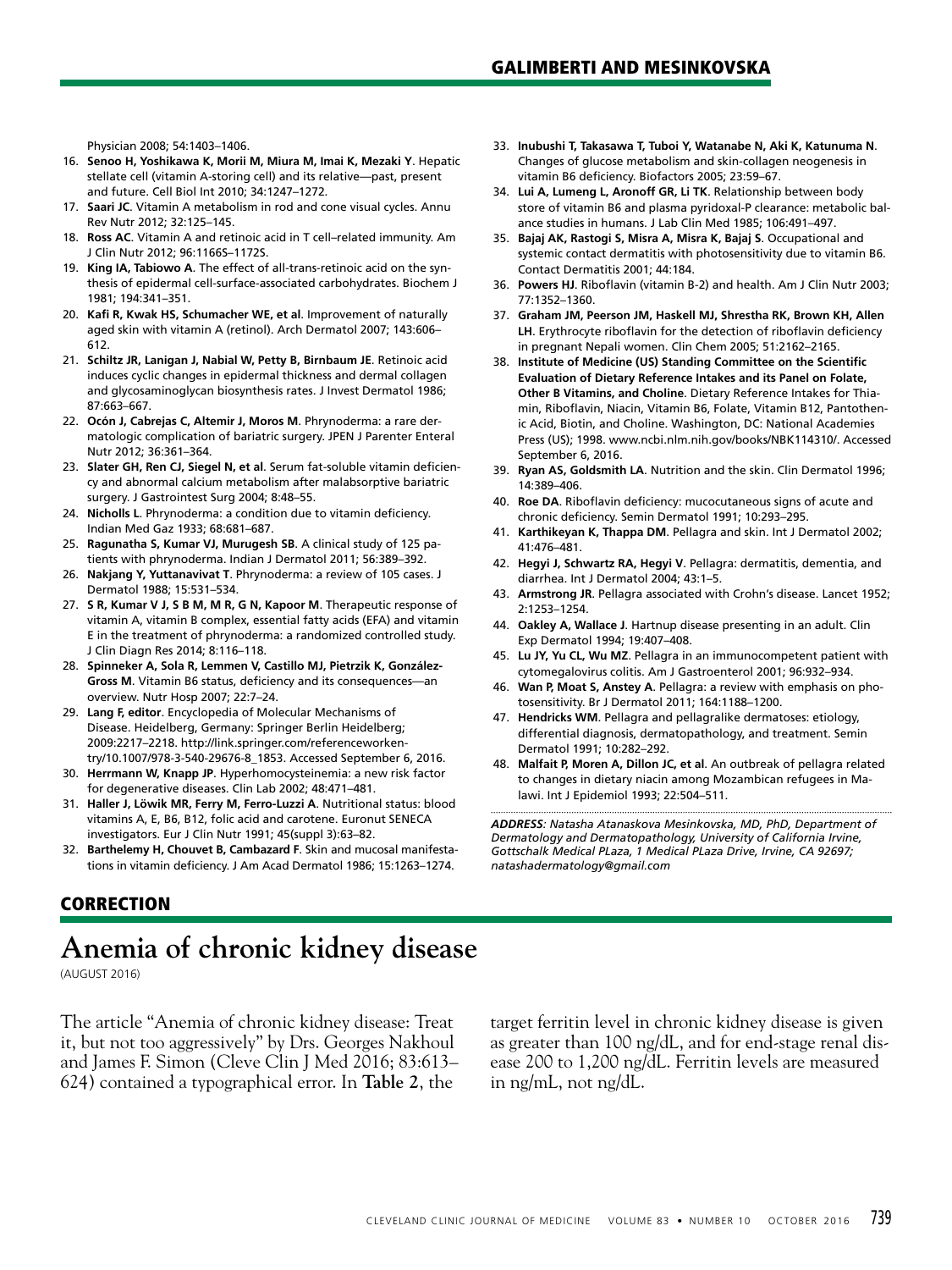Physician 2008; 54:1403–1406.

16. **Senoo H, Yoshikawa K, Morii M, Miura M, Imai K, Mezaki Y**. Hepatic stellate cell (vitamin A-storing cell) and its relative—past, present and future. Cell Biol Int 2010; 34:1247–1272.
17. **Saari JC**. Vitamin A metabolism in rod and cone visual cycles. Annu Rev Nutr 2012; 32:125–145.
18. **Ross AC**. Vitamin A and retinoic acid in T cell–related immunity. Am J Clin Nutr 2012; 96:1166S–1172S.
19. **King IA, Tabiowo A**. The effect of all-trans-retinoic acid on the synthesis of epidermal cell-surface-associated carbohydrates. Biochem J 1981; 194:341–351.
20. **Kafi R, Kwak HS, Schumacher WE, et al**. Improvement of naturally aged skin with vitamin A (retinol). Arch Dermatol 2007; 143:606–612.
21. **Schiltz JR, Lanigan J, Nabial W, Petty B, Birnbaum JE**. Retinoic acid induces cyclic changes in epidermal thickness and dermal collagen and glycosaminoglycan biosynthesis rates. J Invest Dermatol 1986; 87:663–667.
22. **Ocón J, Cabrejas C, Altemir J, Moros M**. Phrynoderma: a rare dermatologic complication of bariatric surgery. JPEN J Parenter Enteral Nutr 2012; 36:361–364.
23. **Slater GH, Ren CJ, Siegel N, et al**. Serum fat-soluble vitamin deficiency and abnormal calcium metabolism after malabsorptive bariatric surgery. J Gastrointest Surg 2004; 8:48–55.
24. **Nicholls L**. Phrynoderma: a condition due to vitamin deficiency. Indian Med Gaz 1933; 68:681–687.
25. **Ragunatha S, Kumar VJ, Murugesh SB**. A clinical study of 125 patients with phrynoderma. Indian J Dermatol 2011; 56:389–392.
26. **Nakjang Y, Yuttanavivat T**. Phrynoderma: a review of 105 cases. J Dermatol 1988; 15:531–534.
27. **S R, Kumar V J, S B M, M R, G N, Kapoor M**. Therapeutic response of vitamin A, vitamin B complex, essential fatty acids (EFA) and vitamin E in the treatment of phrynoderma: a randomized controlled study. J Clin Diagn Res 2014; 8:116–118.
28. **Spinneker A, Sola R, Lemmen V, Castillo MJ, Pietrzik K, González-Gross M**. Vitamin B6 status, deficiency and its consequences—an overview. Nutr Hosp 2007; 22:7–24.
29. **Lang F, editor**. Encyclopedia of Molecular Mechanisms of Disease. Heidelberg, Germany: Springer Berlin Heidelberg; 2009:2217–2218. http://link.springer.com/referenceworkentry/10.1007/978-3-540-29676-8_1853. Accessed September 6, 2016.
30. **Herrmann W, Knapp JP**. Hyperhomocysteinemia: a new risk factor for degenerative diseases. Clin Lab 2002; 48:471–481.
31. **Haller J, Löwik MR, Ferry M, Ferro-Luzzi A**. Nutritional status: blood vitamins A, E, B6, B12, folic acid and carotene. Euronut SENECA investigators. Eur J Clin Nutr 1991; 45(suppl 3):63–82.
32. **Barthelemy H, Chouvet B, Cambazard F**. Skin and mucosal manifestations in vitamin deficiency. J Am Acad Dermatol 1986; 15:1263–1274.
33. **Inubushi T, Takasawa T, Tuboi Y, Watanabe N, Aki K, Katunuma N**. Changes of glucose metabolism and skin-collagen neogenesis in vitamin B6 deficiency. Biofactors 2005; 23:59–67.
34. **Lui A, Lumeng L, Aronoff GR, Li TK**. Relationship between body store of vitamin B6 and plasma pyridoxal-P clearance: metabolic balance studies in humans. J Lab Clin Med 1985; 106:491–497.
35. **Bajaj AK, Rastogi S, Misra A, Misra K, Bajaj S**. Occupational and systemic contact dermatitis with photosensitivity due to vitamin B6. Contact Dermatitis 2001; 44:184.
36. **Powers HJ**. Riboflavin (vitamin B-2) and health. Am J Clin Nutr 2003; 77:1352–1360.
37. **Graham JM, Peerson JM, Haskell MJ, Shrestha RK, Brown KH, Allen LH**. Erythrocyte riboflavin for the detection of riboflavin deficiency in pregnant Nepali women. Clin Chem 2005; 51:2162–2165.
38. **Institute of Medicine (US) Standing Committee on the Scientific Evaluation of Dietary Reference Intakes and its Panel on Folate, Other B Vitamins, and Choline**. Dietary Reference Intakes for Thiamin, Riboflavin, Niacin, Vitamin B6, Folate, Vitamin B12, Pantothenic Acid, Biotin, and Choline. Washington, DC: National Academies Press (US); 1998. www.ncbi.nlm.nih.gov/books/NBK114310/. Accessed September 6, 2016.
39. **Ryan AS, Goldsmith LA**. Nutrition and the skin. Clin Dermatol 1996; 14:389–406.
40. **Roe DA**. Riboflavin deficiency: mucocutaneous signs of acute and chronic deficiency. Semin Dermatol 1991; 10:293–295.
41. **Karthikeyan K, Thappa DM**. Pellagra and skin. Int J Dermatol 2002; 41:476–481.
42. **Hegyi J, Schwartz RA, Hegyi V**. Pellagra: dermatitis, dementia, and diarrhea. Int J Dermatol 2004; 43:1–5.
43. **Armstrong JR**. Pellagra associated with Crohn's disease. Lancet 1952; 2:1253–1254.
44. **Oakley A, Wallace J**. Hartnup disease presenting in an adult. Clin Exp Dermatol 1994; 19:407–408.
45. **Lu JY, Yu CL, Wu MZ**. Pellagra in an immunocompetent patient with cytomegalovirus colitis. Am J Gastroenterol 2001; 96:932–934.
46. **Wan P, Moat S, Anstey A**. Pellagra: a review with emphasis on photosensitivity. Br J Dermatol 2011; 164:1188–1200.
47. **Hendricks WM**. Pellagra and pellagralike dermatoses: etiology, differential diagnosis, dermatopathology, and treatment. Semin Dermatol 1991; 10:282–292.
48. **Malfait P, Moren A, Dillon JC, et al**. An outbreak of pellagra related to changes in dietary niacin among Mozambican refugees in Malawi. Int J Epidemiol 1993; 22:504–511.

***ADDRESS**: Natasha Atanaskova Mesinkovska, MD, PhD, Department of Dermatology and Dermatopathology, University of California Irvine, Gottschalk Medical PLaza, 1 Medical PLaza Drive, Irvine, CA 92697; natashadermatology@gmail.com*

## CORRECTION

# Anemia of chronic kidney disease

(AUGUST 2016)

The article "Anemia of chronic kidney disease: Treat it, but not too aggressively" by Drs. Georges Nakhoul and James F. Simon (Cleve Clin J Med 2016; 83:613–624) contained a typographical error. In **Table 2**, the target ferritin level in chronic kidney disease is given as greater than 100 ng/dL, and for end-stage renal disease 200 to 1,200 ng/dL. Ferritin levels are measured in ng/mL, not ng/dL.